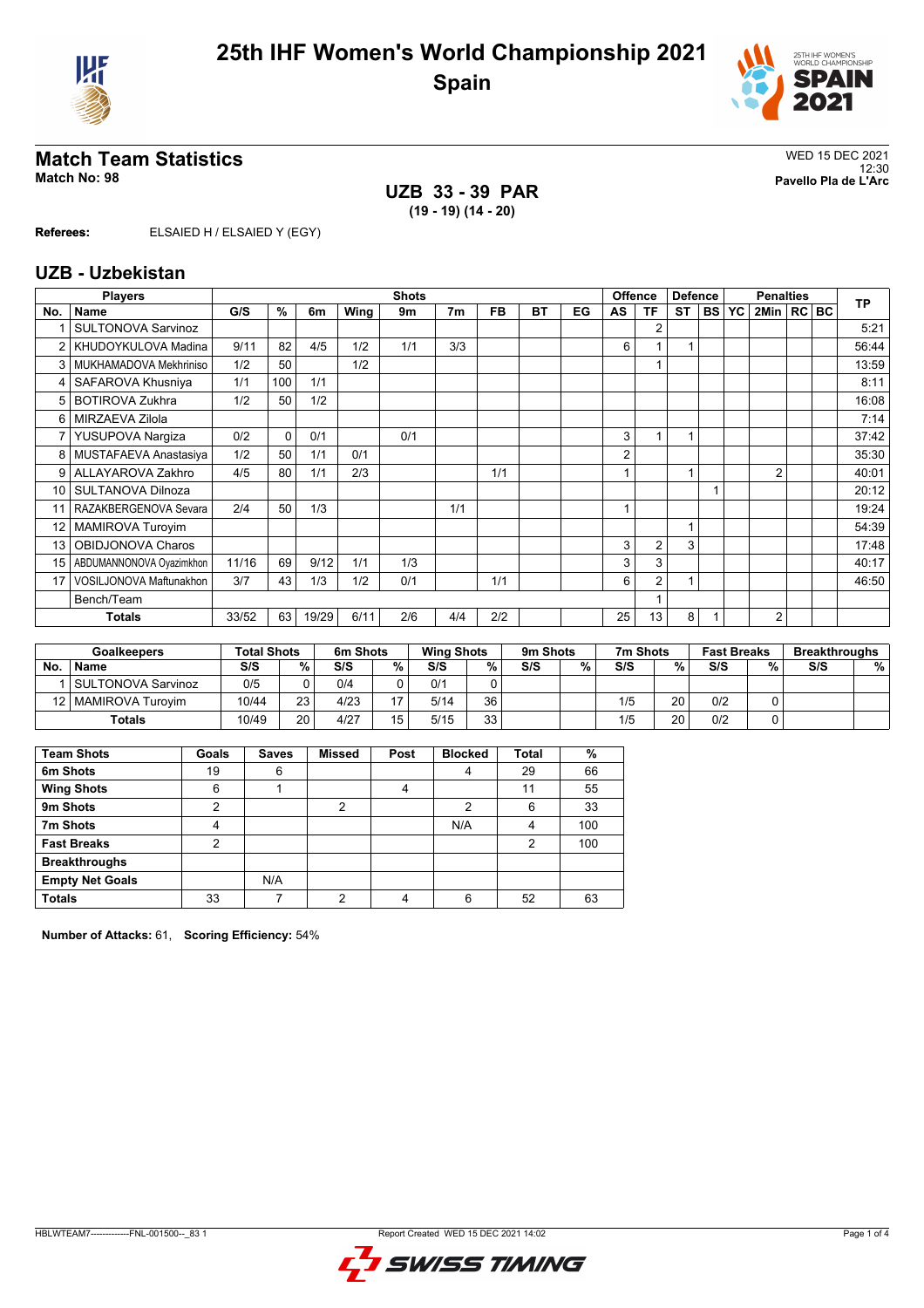# 25th IHF Women's World Championship 2021
## Spain

## Match Team Statistics
**Match No: 98**

WED 15 DEC 2021
12:30
**Pavello Pla de L'Arc**

### UZB 33 - 39 PAR
**(19 - 19) (14 - 20)**

**Referees:** ELSAIED H / ELSAIED Y (EGY)

## UZB - Uzbekistan

| Players | | Shots | | | | | | | | | | Offence | | Defence | | | Penalties | | | TP |
|---|---|---|---|---|---|---|---|---|---|---|---|---|---|---|---|---|---|---|---|---|
| No. | Name | G/S | % | 6m | Wing | 9m | 7m | FB | BT | EG | AS | TF | ST | BS | YC | 2Min | RC | BC | TP |
| 1 | SULTONOVA Sarvinoz | | | | | | | | | | | 2 | | | | | | | 5:21 |
| 2 | KHUDOYKULOVA Madina | 9/11 | 82 | 4/5 | 1/2 | 1/1 | 3/3 | | | | 6 | 1 | 1 | | | | | | 56:44 |
| 3 | MUKHAMADOVA Mekhriniso | 1/2 | 50 | | 1/2 | | | | | | | 1 | | | | | | | 13:59 |
| 4 | SAFAROVA Khusniya | 1/1 | 100 | 1/1 | | | | | | | | | | | | | | | 8:11 |
| 5 | BOTIROVA Zukhra | 1/2 | 50 | 1/2 | | | | | | | | | | | | | | | 16:08 |
| 6 | MIRZAEVA Zilola | | | | | | | | | | | | | | | | | | 7:14 |
| 7 | YUSUPOVA Nargiza | 0/2 | 0 | 0/1 | | 0/1 | | | | | 3 | 1 | 1 | | | | | | 37:42 |
| 8 | MUSTAFAEVA Anastasiya | 1/2 | 50 | 1/1 | 0/1 | | | | | | 2 | | | | | | | | 35:30 |
| 9 | ALLAYAROVA Zakhro | 4/5 | 80 | 1/1 | 2/3 | | | 1/1 | | | 1 | | 1 | | | 2 | | | 40:01 |
| 10 | SULTANOVA Dilnoza | | | | | | | | | | | | | 1 | | | | | 20:12 |
| 11 | RAZAKBERGENOVA Sevara | 2/4 | 50 | 1/3 | | | 1/1 | | | | 1 | | | | | | | | 19:24 |
| 12 | MAMIROVA Turoyim | | | | | | | | | | | | 1 | | | | | | 54:39 |
| 13 | OBIDJONOVA Charos | | | | | | | | | | 3 | 2 | 3 | | | | | | 17:48 |
| 15 | ABDUMANNONOVA Oyazimkhon | 11/16 | 69 | 9/12 | 1/1 | 1/3 | | | | | 3 | 3 | | | | | | | 40:17 |
| 17 | VOSILJONOVA Maftunakhon | 3/7 | 43 | 1/3 | 1/2 | 0/1 | | 1/1 | | | 6 | 2 | 1 | | | | | | 46:50 |
| | Bench/Team | | | | | | | | | | | 1 | | | | | | | |
| | **Totals** | 33/52 | 63 | 19/29 | 6/11 | 2/6 | 4/4 | 2/2 | | | 25 | 13 | 8 | 1 | | 2 | | | |

| Goalkeepers | | Total Shots | | 6m Shots | | Wing Shots | | 9m Shots | | 7m Shots | | Fast Breaks | | Breakthroughs | |
|---|---|---|---|---|---|---|---|---|---|---|---|---|---|---|---|
| No. | Name | S/S | % | S/S | % | S/S | % | S/S | % | S/S | % | S/S | % | S/S | % |
| 1 | SULTONOVA Sarvinoz | 0/5 | 0 | 0/4 | 0 | 0/1 | 0 | | | | | | | | |
| 12 | MAMIROVA Turoyim | 10/44 | 23 | 4/23 | 17 | 5/14 | 36 | | | 1/5 | 20 | 0/2 | 0 | | |
| | **Totals** | 10/49 | 20 | 4/27 | 15 | 5/15 | 33 | | | 1/5 | 20 | 0/2 | 0 | | |

| Team Shots | Goals | Saves | Missed | Post | Blocked | Total | % |
|---|---|---|---|---|---|---|---|
| **6m Shots** | 19 | 6 | | | 4 | 29 | 66 |
| **Wing Shots** | 6 | 1 | | 4 | | 11 | 55 |
| **9m Shots** | 2 | | 2 | | 2 | 6 | 33 |
| **7m Shots** | 4 | | | | N/A | 4 | 100 |
| **Fast Breaks** | 2 | | | | | 2 | 100 |
| **Breakthroughs** | | | | | | | |
| **Empty Net Goals** | | N/A | | | | | |
| **Totals** | 33 | 7 | 2 | 4 | 6 | 52 | 63 |

**Number of Attacks:** 61, **Scoring Efficiency:** 54%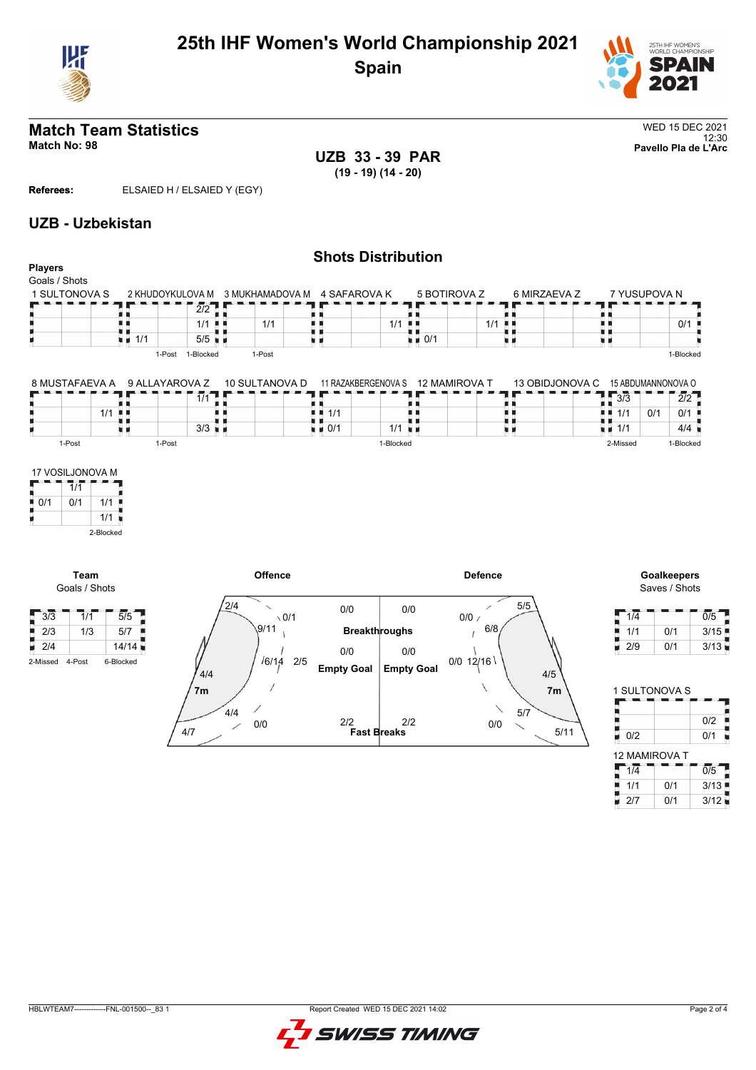# 25th IHF Women's World Championship 2021
## Spain

## Match Team Statistics
**Match No: 98**

WED 15 DEC 2021
12:30
**Pavello Pla de L'Arc**

**UZB 33 - 39 PAR**
**(19 - 19) (14 - 20)**

**Referees:** ELSAIED H / ELSAIED Y (EGY)

## UZB - Uzbekistan

### Shots Distribution

**Players**
Goals / Shots

**1 SULTONOVA S**

| | | |
|---|---|---|
| | | |
| | | |
| | | |

**2 KHUDOYKULOVA M**

| | | |
|---|---|---|
| | | 2/2 |
| | | 1/1 |
| 1/1 | | 5/5 |

1-Post 1-Blocked

**3 MUKHAMADOVA M**

| | | |
|---|---|---|
| | | |
| | 1/1 | |
| | | |

1-Post

**4 SAFAROVA K**

| | | |
|---|---|---|
| | | |
| | | 1/1 |
| | | |

**5 BOTIROVA Z**

| | | |
|---|---|---|
| | | |
| | | 1/1 |
| 0/1 | | |

**6 MIRZAEVA Z**

| | | |
|---|---|---|
| | | |
| | | |
| | | |

**7 YUSUPOVA N**

| | | |
|---|---|---|
| | | |
| | | 0/1 |
| | | |

1-Blocked

**8 MUSTAFAEVA A**

| | | |
|---|---|---|
| | | |
| | | 1/1 |
| | | |

1-Post

**9 ALLAYAROVA Z**

| | | |
|---|---|---|
| | | 1/1 |
| | | |
| | | 3/3 |

1-Post

**10 SULTANOVA D**

| | | |
|---|---|---|
| | | |
| | | |
| | | |

**11 RAZAKBERGENOVA S**

| | | |
|---|---|---|
| | | |
| 1/1 | | |
| 0/1 | | 1/1 |

1-Blocked

**12 MAMIROVA T**

| | | |
|---|---|---|
| | | |
| | | |
| | | |

**13 OBIDJONOVA C**

| | | |
|---|---|---|
| | | |
| | | |
| | | |

**15 ABDUMANNONOVA O**

| | | |
|---|---|---|
| 3/3 | | 2/2 |
| 1/1 | 0/1 | 0/1 |
| 1/1 | | 4/4 |

2-Missed 1-Blocked

**17 VOSILJONOVA M**

| | | |
|---|---|---|
| | 1/1 | |
| 0/1 | 0/1 | 1/1 |
| | | 1/1 |

2-Blocked

### Team
Goals / Shots

| | | |
|---|---|---|
| 3/3 | 1/1 | 5/5 |
| 2/3 | 1/3 | 5/7 |
| 2/4 | | 14/14 |

2-Missed 4-Post 6-Blocked

### Offence

| Zone | Goals / Shots |
|---|---|
| Left wing | 2/4 |
| Left 9m | 9/11 |
| Centre 9m | 0/1 |
| Centre 6m | 6/14 |
| Right 9m / other | 2/5 |
| 7m | 4/4 |
| Left back 6m | 4/4 |
| Left wing low | 4/7 |
| Right | 0/0 |
| Breakthroughs | 0/0 |
| Empty Goal | 0/0 |
| Fast Breaks | 2/2 |

### Defence

| Zone | Goals / Shots |
|---|---|
| Breakthroughs | 0/0 |
| Empty Goal | 0/0 |
| Fast Breaks | 2/2 |
| 0/0 | 0/0 |
| Centre 9m | 6/8 |
| Right wing | 5/5 |
| 0/0 | 0/0 |
| Centre 6m | 12/16 |
| 7m | 4/5 |
| Right 6m | 5/7 |
| Left | 0/0 |
| Right wing low | 5/11 |

### Goalkeepers
Saves / Shots

| | | |
|---|---|---|
| 1/4 | | 0/5 |
| 1/1 | 0/1 | 3/15 |
| 2/9 | 0/1 | 3/13 |

**1 SULTONOVA S**

| | | |
|---|---|---|
| | | |
| | | 0/2 |
| 0/2 | | 0/1 |

**12 MAMIROVA T**

| | | |
|---|---|---|
| 1/4 | | 0/5 |
| 1/1 | 0/1 | 3/13 |
| 2/7 | 0/1 | 3/12 |

HBLWTEAM7-------------FNL-001500--_83 1 Report Created WED 15 DEC 2021 14:02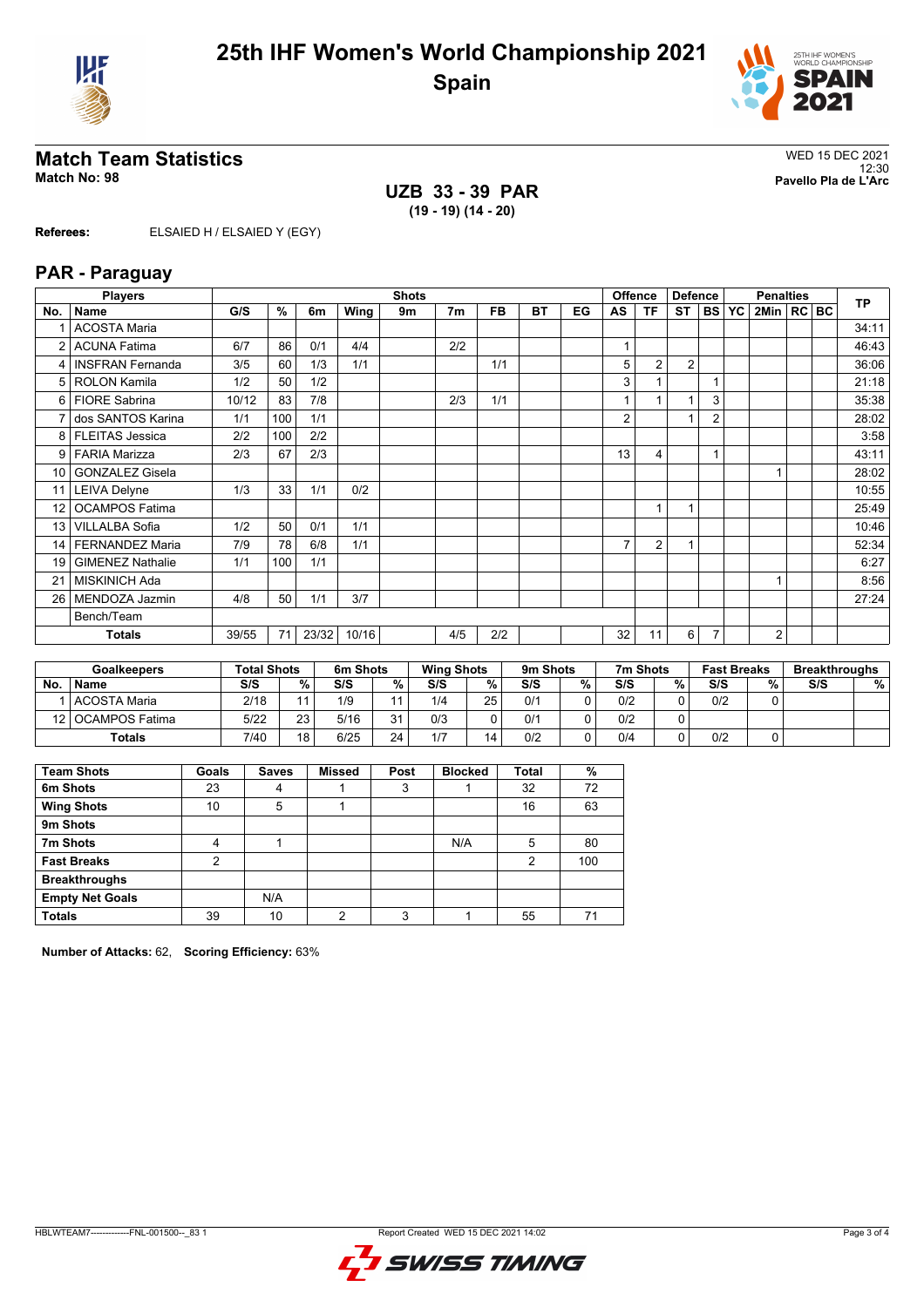# 25th IHF Women's World Championship 2021
## Spain

## Match Team Statistics
**Match No: 98**

WED 15 DEC 2021
12:30
**Pavello Pla de L'Arc**

### UZB 33 - 39 PAR
**(19 - 19) (14 - 20)**

**Referees:** ELSAIED H / ELSAIED Y (EGY)

## PAR - Paraguay

| Players | | Shots | | | | | | | | | Offence | | Defence | | Penalties | | | | TP |
|---|---|---|---|---|---|---|---|---|---|---|---|---|---|---|---|---|---|---|---|
| No. | Name | G/S | % | 6m | Wing | 9m | 7m | FB | BT | EG | AS | TF | ST | BS | YC | 2Min | RC | BC | |
| 1 | ACOSTA Maria | | | | | | | | | | | | | | | | | | 34:11 |
| 2 | ACUNA Fatima | 6/7 | 86 | 0/1 | 4/4 | | 2/2 | | | | 1 | | | | | | | | 46:43 |
| 4 | INSFRAN Fernanda | 3/5 | 60 | 1/3 | 1/1 | | | 1/1 | | | 5 | 2 | 2 | | | | | | 36:06 |
| 5 | ROLON Kamila | 1/2 | 50 | 1/2 | | | | | | | 3 | 1 | | 1 | | | | | 21:18 |
| 6 | FIORE Sabrina | 10/12 | 83 | 7/8 | | | 2/3 | 1/1 | | | 1 | 1 | 1 | 3 | | | | | 35:38 |
| 7 | dos SANTOS Karina | 1/1 | 100 | 1/1 | | | | | | | 2 | | 1 | 2 | | | | | 28:02 |
| 8 | FLEITAS Jessica | 2/2 | 100 | 2/2 | | | | | | | | | | | | | | | 3:58 |
| 9 | FARIA Marizza | 2/3 | 67 | 2/3 | | | | | | | 13 | 4 | | 1 | | | | | 43:11 |
| 10 | GONZALEZ Gisela | | | | | | | | | | | | | | | 1 | | | 28:02 |
| 11 | LEIVA Delyne | 1/3 | 33 | 1/1 | 0/2 | | | | | | | | | | | | | | 10:55 |
| 12 | OCAMPOS Fatima | | | | | | | | | | | 1 | 1 | | | | | | 25:49 |
| 13 | VILLALBA Sofia | 1/2 | 50 | 0/1 | 1/1 | | | | | | | | | | | | | | 10:46 |
| 14 | FERNANDEZ Maria | 7/9 | 78 | 6/8 | 1/1 | | | | | | 7 | 2 | 1 | | | | | | 52:34 |
| 19 | GIMENEZ Nathalie | 1/1 | 100 | 1/1 | | | | | | | | | | | | | | | 6:27 |
| 21 | MISKINICH Ada | | | | | | | | | | | | | | | 1 | | | 8:56 |
| 26 | MENDOZA Jazmin | 4/8 | 50 | 1/1 | 3/7 | | | | | | | | | | | | | | 27:24 |
| | Bench/Team | | | | | | | | | | | | | | | | | | |
| | **Totals** | 39/55 | 71 | 23/32 | 10/16 | | 4/5 | 2/2 | | | 32 | 11 | 6 | 7 | | 2 | | | |

| Goalkeepers | | Total Shots | | 6m Shots | | Wing Shots | | 9m Shots | | 7m Shots | | Fast Breaks | | Breakthroughs | |
|---|---|---|---|---|---|---|---|---|---|---|---|---|---|---|---|
| No. | Name | S/S | % | S/S | % | S/S | % | S/S | % | S/S | % | S/S | % | S/S | % |
| 1 | ACOSTA Maria | 2/18 | 11 | 1/9 | 11 | 1/4 | 25 | 0/1 | 0 | 0/2 | 0 | 0/2 | 0 | | |
| 12 | OCAMPOS Fatima | 5/22 | 23 | 5/16 | 31 | 0/3 | 0 | 0/1 | 0 | 0/2 | 0 | | | | |
| | **Totals** | 7/40 | 18 | 6/25 | 24 | 1/7 | 14 | 0/2 | 0 | 0/4 | 0 | 0/2 | 0 | | |

| Team Shots | Goals | Saves | Missed | Post | Blocked | Total | % |
|---|---|---|---|---|---|---|---|
| 6m Shots | 23 | 4 | 1 | 3 | 1 | 32 | 72 |
| Wing Shots | 10 | 5 | 1 | | | 16 | 63 |
| 9m Shots | | | | | | | |
| 7m Shots | 4 | 1 | | | N/A | 5 | 80 |
| Fast Breaks | 2 | | | | | 2 | 100 |
| Breakthroughs | | | | | | | |
| Empty Net Goals | | N/A | | | | | |
| Totals | 39 | 10 | 2 | 3 | 1 | 55 | 71 |

**Number of Attacks:** 62, **Scoring Efficiency:** 63%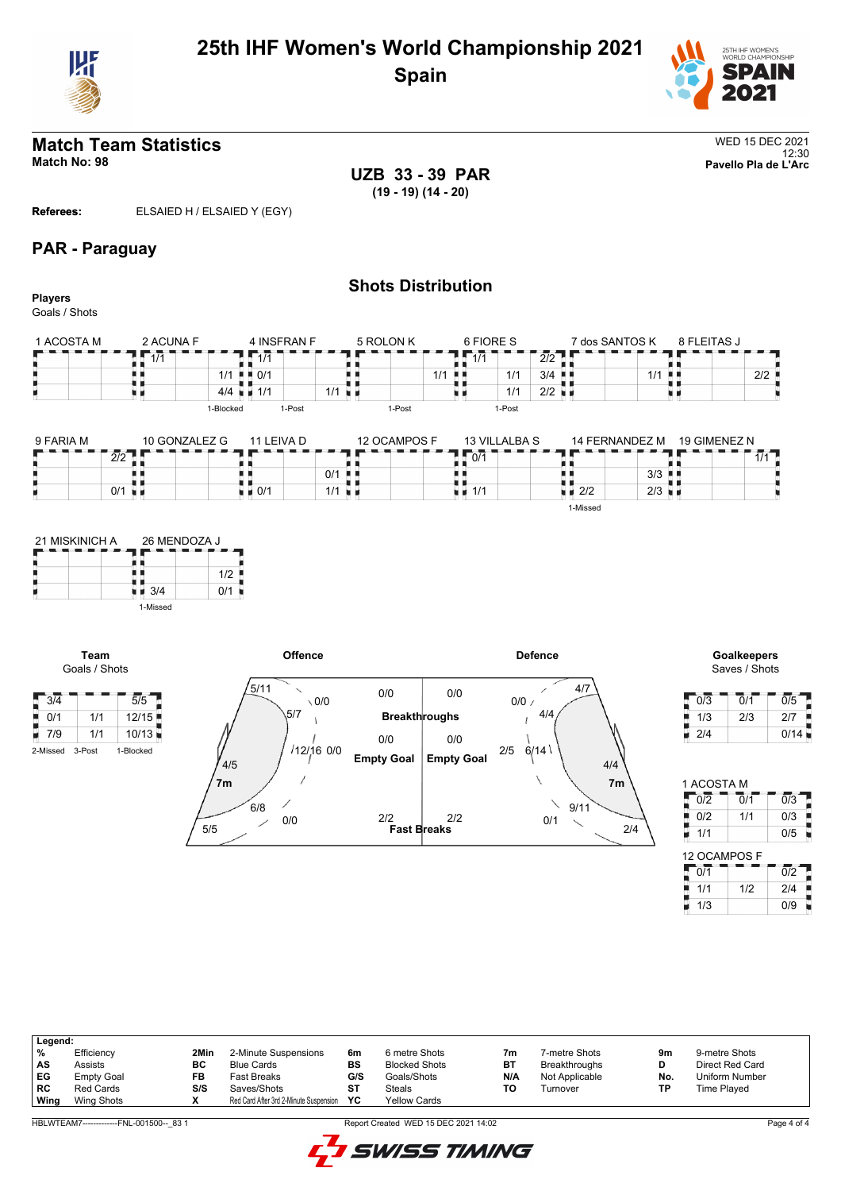# 25th IHF Women's World Championship 2021
## Spain

## Match Team Statistics
**Match No: 98**

WED 15 DEC 2021
12:30
**Pavello Pla de L'Arc**

**UZB 33 - 39 PAR**
**(19 - 19) (14 - 20)**

**Referees:** ELSAIED H / ELSAIED Y (EGY)

## PAR - Paraguay

### Shots Distribution

**Players**
Goals / Shots

1 ACOSTA M

2 ACUNA F
1/1
1/1
4/4
1-Blocked

4 INSFRAN F
1/1
0/1
1/1
1/1
1-Post

5 ROLON K
1/1
1-Post

6 FIORE S
1/1
2/2
1/1
3/4
1/1
2/2
1-Post

7 dos SANTOS K
1/1

8 FLEITAS J
2/2

9 FARIA M
2/2
0/1

10 GONZALEZ G

11 LEIVA D
0/1
0/1
1/1

12 OCAMPOS F

13 VILLALBA S
0/1
1/1

14 FERNANDEZ M
3/3
2/2
2/3
1-Missed

19 GIMENEZ N
1/1

21 MISKINICH A

26 MENDOZA J
1/2
3/4
0/1
1-Missed

**Team**
Goals / Shots

| | | |
|---|---|---|
| 3/4 | | 5/5 |
| 0/1 | 1/1 | 12/15 |
| 7/9 | 1/1 | 10/13 |

2-Missed 3-Post 1-Blocked

**Offence**

5/11
0/0
5/7
12/16
0/0
4/5
7m
6/8
0/0
5/5

0/0 | 0/0
**Breakthroughs**
0/0 | 0/0
**Empty Goal** | **Empty Goal**
2/2 | 2/2
**Fast Breaks**

**Defence**

0/0
4/7
4/4
2/5
6/14
4/4
7m
9/11
0/1
2/4

**Goalkeepers**
Saves / Shots

| | | |
|---|---|---|
| 0/3 | 0/1 | 0/5 |
| 1/3 | 2/3 | 2/7 |
| 2/4 | | 0/14 |

1 ACOSTA M

| | | |
|---|---|---|
| 0/2 | 0/1 | 0/3 |
| 0/2 | 1/1 | 0/3 |
| 1/1 | | 0/5 |

12 OCAMPOS F

| | | |
|---|---|---|
| 0/1 | | 0/2 |
| 1/1 | 1/2 | 2/4 |
| 1/3 | | 0/9 |

**Legend:**

| | | | | | | | | | |
|---|---|---|---|---|---|---|---|---|---|
| % | Efficiency | 2Min | 2-Minute Suspensions | 6m | 6 metre Shots | 7m | 7-metre Shots | 9m | 9-metre Shots |
| AS | Assists | BC | Blue Cards | BS | Blocked Shots | BT | Breakthroughs | D | Direct Red Card |
| EG | Empty Goal | FB | Fast Breaks | G/S | Goals/Shots | N/A | Not Applicable | No. | Uniform Number |
| RC | Red Cards | S/S | Saves/Shots | ST | Steals | TO | Turnover | TP | Time Played |
| Wing | Wing Shots | X | Red Card After 3rd 2-Minute Suspension | YC | Yellow Cards | | | | |

HBLWTEAM7--------------FNL-001500--_83 1 Report Created WED 15 DEC 2021 14:02